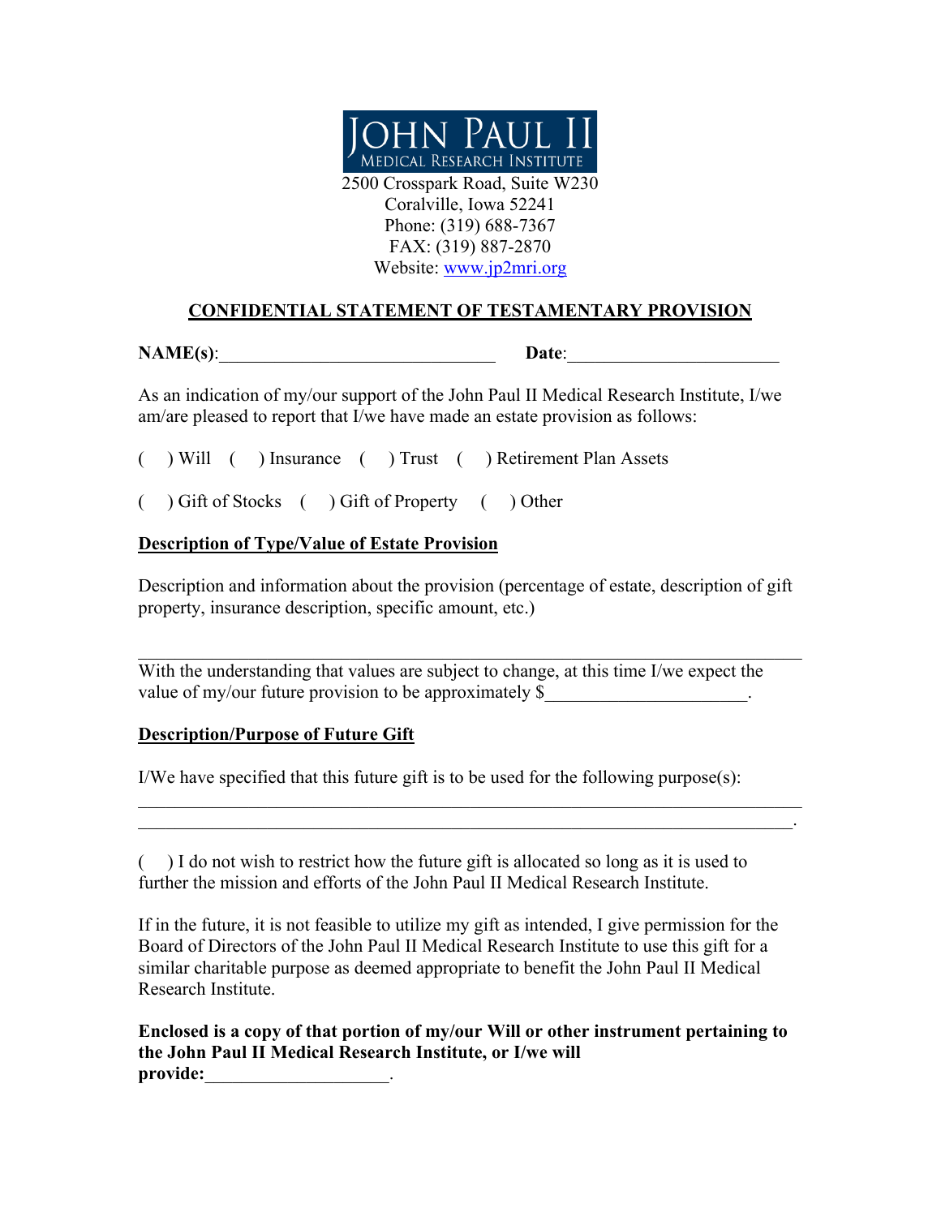**JOHN PAUL II**
**MEDICAL RESEARCH INSTITUTE**

2500 Crosspark Road, Suite W230
Coralville, Iowa 52241
Phone: (319) 688-7367
FAX: (319) 887-2870
Website: www.jp2mri.org

## CONFIDENTIAL STATEMENT OF TESTAMENTARY PROVISION

**NAME(s)**:_______________________________ **Date**:________________________

As an indication of my/our support of the John Paul II Medical Research Institute, I/we am/are pleased to report that I/we have made an estate provision as follows:

( ) Will ( ) Insurance ( ) Trust ( ) Retirement Plan Assets

( ) Gift of Stocks ( ) Gift of Property ( ) Other

**Description of Type/Value of Estate Provision**

Description and information about the provision (percentage of estate, description of gift property, insurance description, specific amount, etc.)

___________________________________________________________________________

With the understanding that values are subject to change, at this time I/we expect the value of my/our future provision to be approximately $______________________.

**Description/Purpose of Future Gift**

I/We have specified that this future gift is to be used for the following purpose(s):

___________________________________________________________________________
___________________________________________________________________________.

( ) I do not wish to restrict how the future gift is allocated so long as it is used to further the mission and efforts of the John Paul II Medical Research Institute.

If in the future, it is not feasible to utilize my gift as intended, I give permission for the Board of Directors of the John Paul II Medical Research Institute to use this gift for a similar charitable purpose as deemed appropriate to benefit the John Paul II Medical Research Institute.

**Enclosed is a copy of that portion of my/our Will or other instrument pertaining to the John Paul II Medical Research Institute, or I/we will provide:**____________________.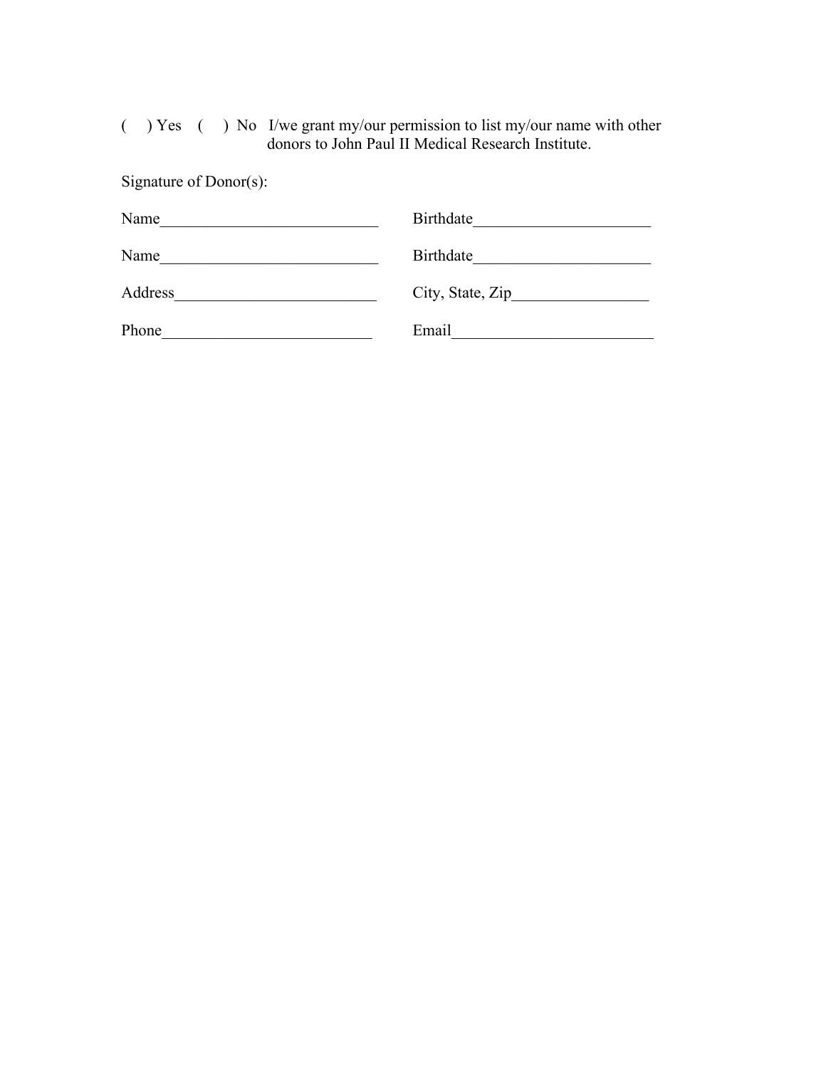(   ) Yes   (   ) No   I/we grant my/our permission to list my/our name with other donors to John Paul II Medical Research Institute.

Signature of Donor(s):

Name___________________________   Birthdate_____________________

Name___________________________   Birthdate_____________________

Address_________________________   City, State, Zip_________________

Phone__________________________   Email_________________________